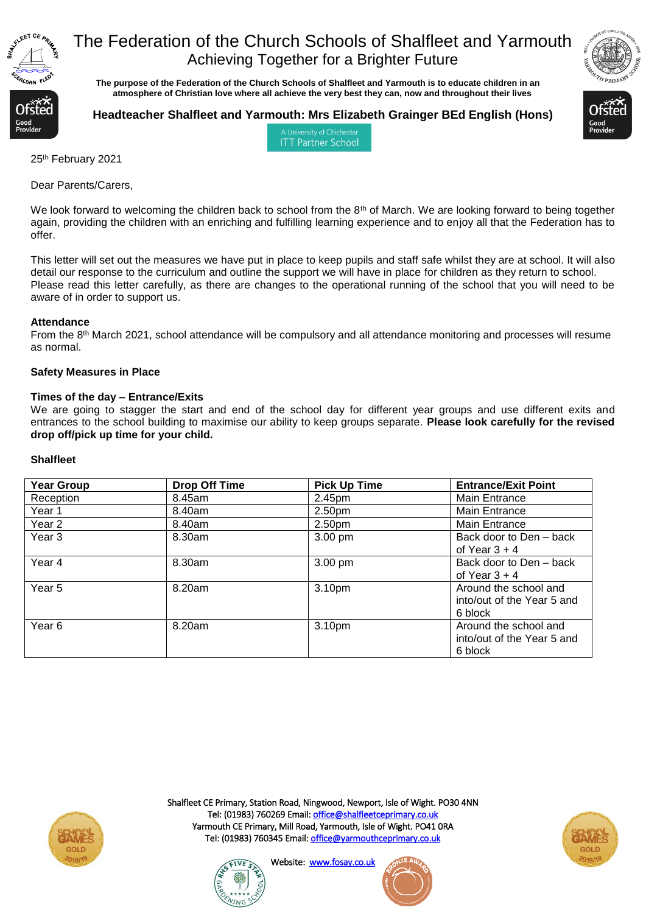# The Federation of the Church Schools of Shalfleet and Yarmouth

## Achieving Together for a Brighter Future

**The purpose of the Federation of the Church Schools of Shalfleet and Yarmouth is to educate children in an atmosphere of Christian love where all achieve the very best they can, now and throughout their lives**

**Headteacher Shalfleet and Yarmouth: Mrs Elizabeth Grainger BEd English (Hons)**

A University of Chichester ITT Partner School

25th February 2021

Dear Parents/Carers,

We look forward to welcoming the children back to school from the 8th of March. We are looking forward to being together again, providing the children with an enriching and fulfilling learning experience and to enjoy all that the Federation has to offer.

This letter will set out the measures we have put in place to keep pupils and staff safe whilst they are at school. It will also detail our response to the curriculum and outline the support we will have in place for children as they return to school. Please read this letter carefully, as there are changes to the operational running of the school that you will need to be aware of in order to support us.

**Attendance**

From the 8th March 2021, school attendance will be compulsory and all attendance monitoring and processes will resume as normal.

**Safety Measures in Place**

**Times of the day – Entrance/Exits**

We are going to stagger the start and end of the school day for different year groups and use different exits and entrances to the school building to maximise our ability to keep groups separate. **Please look carefully for the revised drop off/pick up time for your child.**

**Shalfleet**

| Year Group | Drop Off Time | Pick Up Time | Entrance/Exit Point |
|---|---|---|---|
| Reception | 8.45am | 2.45pm | Main Entrance |
| Year 1 | 8.40am | 2.50pm | Main Entrance |
| Year 2 | 8.40am | 2.50pm | Main Entrance |
| Year 3 | 8.30am | 3.00 pm | Back door to Den – back of Year 3 + 4 |
| Year 4 | 8.30am | 3.00 pm | Back door to Den – back of Year 3 + 4 |
| Year 5 | 8.20am | 3.10pm | Around the school and into/out of the Year 5 and 6 block |
| Year 6 | 8.20am | 3.10pm | Around the school and into/out of the Year 5 and 6 block |

Shalfleet CE Primary, Station Road, Ningwood, Newport, Isle of Wight. PO30 4NN
Tel: (01983) 760269 Email: office@shalfleetceprimary.co.uk
Yarmouth CE Primary, Mill Road, Yarmouth, Isle of Wight. PO41 0RA
Tel: (01983) 760345 Email: office@yarmouthceprimary.co.uk
Website: www.fosay.co.uk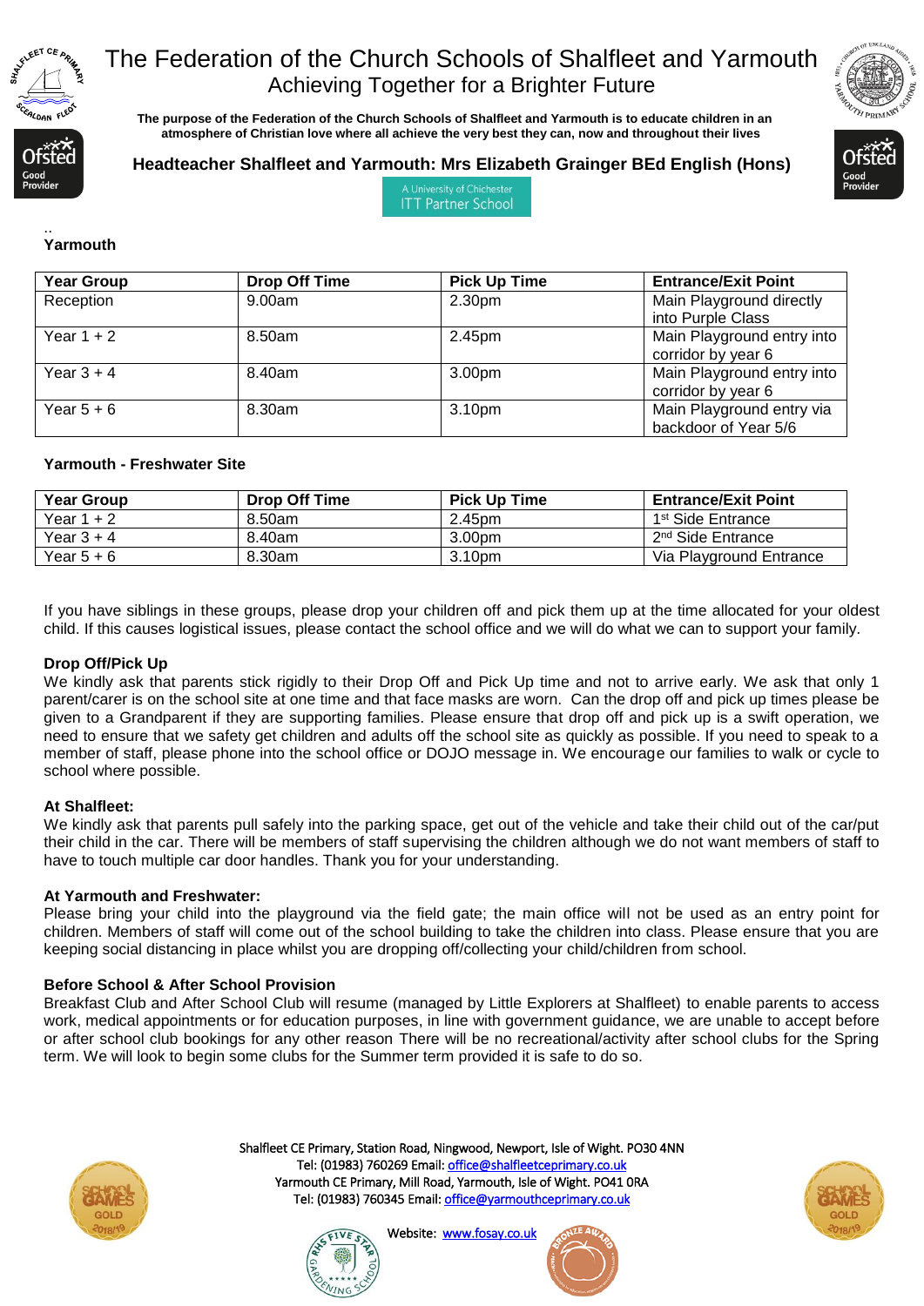# The Federation of the Church Schools of Shalfleet and Yarmouth

## Achieving Together for a Brighter Future

**The purpose of the Federation of the Church Schools of Shalfleet and Yarmouth is to educate children in an atmosphere of Christian love where all achieve the very best they can, now and throughout their lives**

**Headteacher Shalfleet and Yarmouth: Mrs Elizabeth Grainger BEd English (Hons)**

A University of Chichester ITT Partner School

..

**Yarmouth**

| Year Group | Drop Off Time | Pick Up Time | Entrance/Exit Point |
|---|---|---|---|
| Reception | 9.00am | 2.30pm | Main Playground directly into Purple Class |
| Year 1 + 2 | 8.50am | 2.45pm | Main Playground entry into corridor by year 6 |
| Year 3 + 4 | 8.40am | 3.00pm | Main Playground entry into corridor by year 6 |
| Year 5 + 6 | 8.30am | 3.10pm | Main Playground entry via backdoor of Year 5/6 |

**Yarmouth - Freshwater Site**

| Year Group | Drop Off Time | Pick Up Time | Entrance/Exit Point |
|---|---|---|---|
| Year 1 + 2 | 8.50am | 2.45pm | 1st Side Entrance |
| Year 3 + 4 | 8.40am | 3.00pm | 2nd Side Entrance |
| Year 5 + 6 | 8.30am | 3.10pm | Via Playground Entrance |

If you have siblings in these groups, please drop your children off and pick them up at the time allocated for your oldest child. If this causes logistical issues, please contact the school office and we will do what we can to support your family.

**Drop Off/Pick Up**

We kindly ask that parents stick rigidly to their Drop Off and Pick Up time and not to arrive early. We ask that only 1 parent/carer is on the school site at one time and that face masks are worn. Can the drop off and pick up times please be given to a Grandparent if they are supporting families. Please ensure that drop off and pick up is a swift operation, we need to ensure that we safety get children and adults off the school site as quickly as possible. If you need to speak to a member of staff, please phone into the school office or DOJO message in. We encourage our families to walk or cycle to school where possible.

**At Shalfleet:**

We kindly ask that parents pull safely into the parking space, get out of the vehicle and take their child out of the car/put their child in the car. There will be members of staff supervising the children although we do not want members of staff to have to touch multiple car door handles. Thank you for your understanding.

**At Yarmouth and Freshwater:**

Please bring your child into the playground via the field gate; the main office will not be used as an entry point for children. Members of staff will come out of the school building to take the children into class. Please ensure that you are keeping social distancing in place whilst you are dropping off/collecting your child/children from school.

**Before School & After School Provision**

Breakfast Club and After School Club will resume (managed by Little Explorers at Shalfleet) to enable parents to access work, medical appointments or for education purposes, in line with government guidance, we are unable to accept before or after school club bookings for any other reason There will be no recreational/activity after school clubs for the Spring term. We will look to begin some clubs for the Summer term provided it is safe to do so.

Shalfleet CE Primary, Station Road, Ningwood, Newport, Isle of Wight. PO30 4NN
Tel: (01983) 760269 Email: office@shalfleetceprimary.co.uk
Yarmouth CE Primary, Mill Road, Yarmouth, Isle of Wight. PO41 0RA
Tel: (01983) 760345 Email: office@yarmouthceprimary.co.uk
Website: www.fosay.co.uk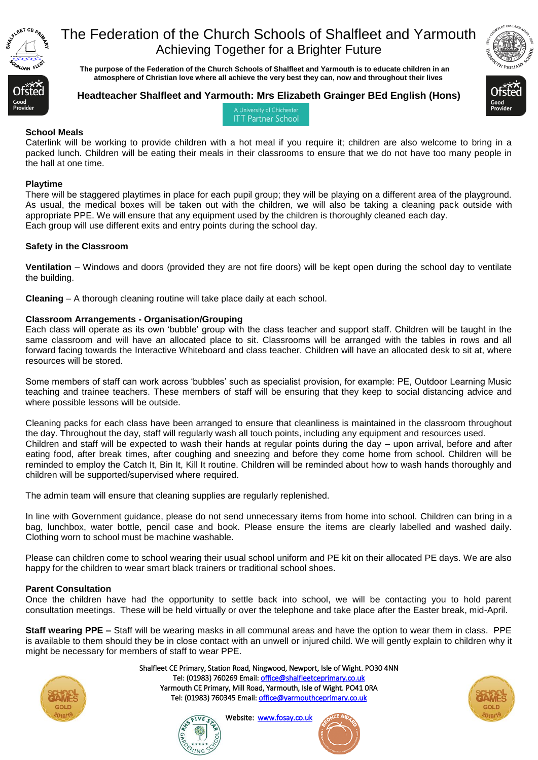# The Federation of the Church Schools of Shalfleet and Yarmouth

## Achieving Together for a Brighter Future

**The purpose of the Federation of the Church Schools of Shalfleet and Yarmouth is to educate children in an atmosphere of Christian love where all achieve the very best they can, now and throughout their lives**

**Headteacher Shalfleet and Yarmouth: Mrs Elizabeth Grainger BEd English (Hons)**

A University of Chichester ITT Partner School

### School Meals

Caterlink will be working to provide children with a hot meal if you require it; children are also welcome to bring in a packed lunch. Children will be eating their meals in their classrooms to ensure that we do not have too many people in the hall at one time.

### Playtime

There will be staggered playtimes in place for each pupil group; they will be playing on a different area of the playground. As usual, the medical boxes will be taken out with the children, we will also be taking a cleaning pack outside with appropriate PPE. We will ensure that any equipment used by the children is thoroughly cleaned each day.
Each group will use different exits and entry points during the school day.

### Safety in the Classroom

**Ventilation** – Windows and doors (provided they are not fire doors) will be kept open during the school day to ventilate the building.

**Cleaning** – A thorough cleaning routine will take place daily at each school.

### Classroom Arrangements - Organisation/Grouping

Each class will operate as its own 'bubble' group with the class teacher and support staff. Children will be taught in the same classroom and will have an allocated place to sit. Classrooms will be arranged with the tables in rows and all forward facing towards the Interactive Whiteboard and class teacher. Children will have an allocated desk to sit at, where resources will be stored.

Some members of staff can work across 'bubbles' such as specialist provision, for example: PE, Outdoor Learning Music teaching and trainee teachers. These members of staff will be ensuring that they keep to social distancing advice and where possible lessons will be outside.

Cleaning packs for each class have been arranged to ensure that cleanliness is maintained in the classroom throughout the day. Throughout the day, staff will regularly wash all touch points, including any equipment and resources used.
Children and staff will be expected to wash their hands at regular points during the day – upon arrival, before and after eating food, after break times, after coughing and sneezing and before they come home from school. Children will be reminded to employ the Catch It, Bin It, Kill It routine. Children will be reminded about how to wash hands thoroughly and children will be supported/supervised where required.

The admin team will ensure that cleaning supplies are regularly replenished.

In line with Government guidance, please do not send unnecessary items from home into school. Children can bring in a bag, lunchbox, water bottle, pencil case and book. Please ensure the items are clearly labelled and washed daily. Clothing worn to school must be machine washable.

Please can children come to school wearing their usual school uniform and PE kit on their allocated PE days. We are also happy for the children to wear smart black trainers or traditional school shoes.

### Parent Consultation

Once the children have had the opportunity to settle back into school, we will be contacting you to hold parent consultation meetings. These will be held virtually or over the telephone and take place after the Easter break, mid-April.

**Staff wearing PPE –** Staff will be wearing masks in all communal areas and have the option to wear them in class. PPE is available to them should they be in close contact with an unwell or injured child. We will gently explain to children why it might be necessary for members of staff to wear PPE.

Shalfleet CE Primary, Station Road, Ningwood, Newport, Isle of Wight. PO30 4NN
Tel: (01983) 760269 Email: office@shalfleetceprimary.co.uk
Yarmouth CE Primary, Mill Road, Yarmouth, Isle of Wight. PO41 0RA
Tel: (01983) 760345 Email: office@yarmouthceprimary.co.uk
Website: www.fosay.co.uk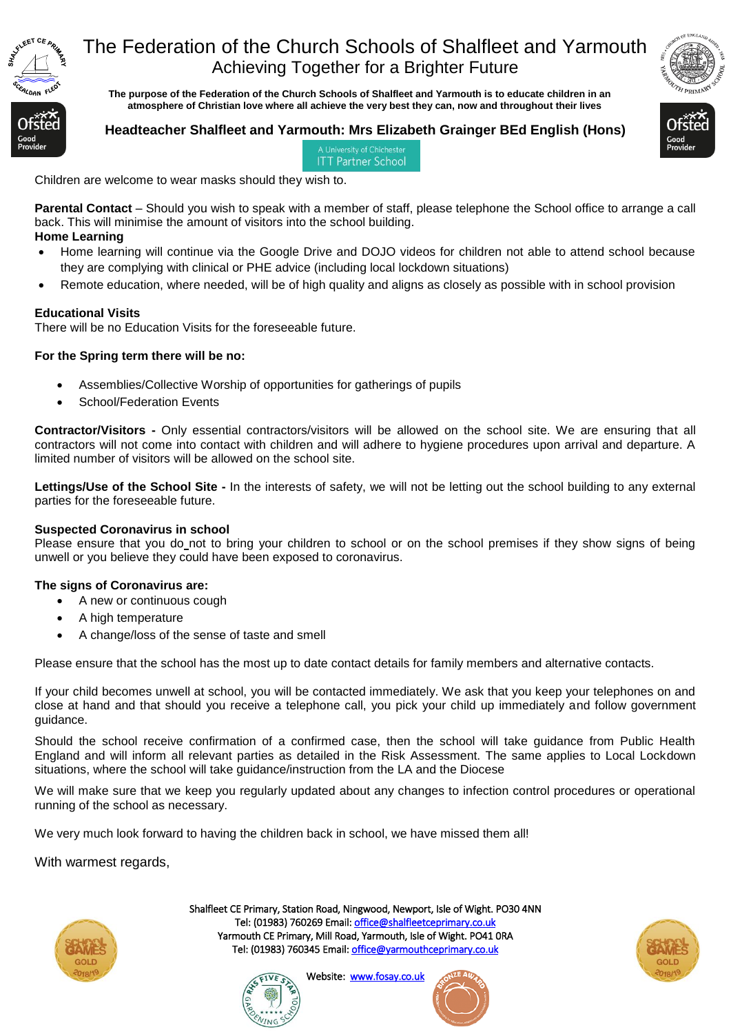Children are welcome to wear masks should they wish to.

**Parental Contact** – Should you wish to speak with a member of staff, please telephone the School office to arrange a call back. This will minimise the amount of visitors into the school building.

**Home Learning**

- Home learning will continue via the Google Drive and DOJO videos for children not able to attend school because they are complying with clinical or PHE advice (including local lockdown situations)
- Remote education, where needed, will be of high quality and aligns as closely as possible with in school provision

**Educational Visits**

There will be no Education Visits for the foreseeable future.

**For the Spring term there will be no:**

- Assemblies/Collective Worship of opportunities for gatherings of pupils
- School/Federation Events

**Contractor/Visitors -** Only essential contractors/visitors will be allowed on the school site. We are ensuring that all contractors will not come into contact with children and will adhere to hygiene procedures upon arrival and departure. A limited number of visitors will be allowed on the school site.

**Lettings/Use of the School Site -** In the interests of safety, we will not be letting out the school building to any external parties for the foreseeable future.

**Suspected Coronavirus in school**

Please ensure that you do not to bring your children to school or on the school premises if they show signs of being unwell or you believe they could have been exposed to coronavirus.

**The signs of Coronavirus are:**

- A new or continuous cough
- A high temperature
- A change/loss of the sense of taste and smell

Please ensure that the school has the most up to date contact details for family members and alternative contacts.

If your child becomes unwell at school, you will be contacted immediately. We ask that you keep your telephones on and close at hand and that should you receive a telephone call, you pick your child up immediately and follow government guidance.

Should the school receive confirmation of a confirmed case, then the school will take guidance from Public Health England and will inform all relevant parties as detailed in the Risk Assessment. The same applies to Local Lockdown situations, where the school will take guidance/instruction from the LA and the Diocese

We will make sure that we keep you regularly updated about any changes to infection control procedures or operational running of the school as necessary.

We very much look forward to having the children back in school, we have missed them all!

With warmest regards,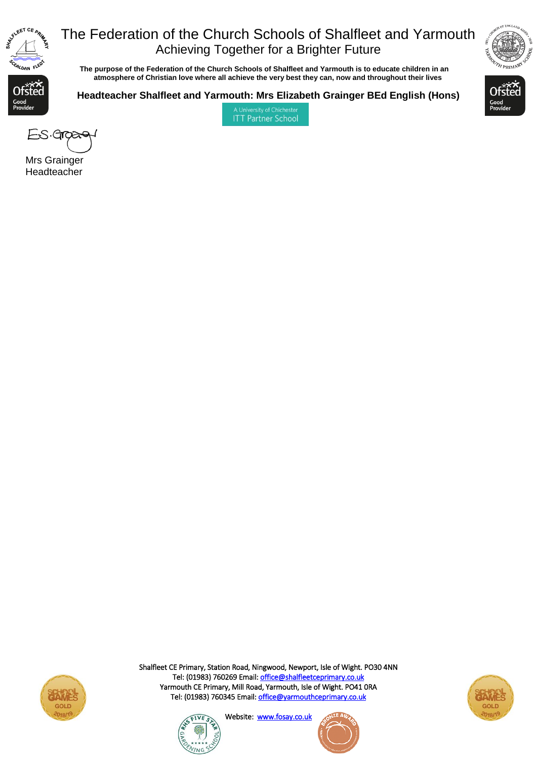# The Federation of the Church Schools of Shalfleet and Yarmouth

Achieving Together for a Brighter Future

**The purpose of the Federation of the Church Schools of Shalfleet and Yarmouth is to educate children in an atmosphere of Christian love where all achieve the very best they can, now and throughout their lives**

**Headteacher Shalfleet and Yarmouth: Mrs Elizabeth Grainger BEd English (Hons)**

A University of Chichester ITT Partner School

E.S. Grainger

Mrs Grainger
Headteacher

Shalfleet CE Primary, Station Road, Ningwood, Newport, Isle of Wight. PO30 4NN
Tel: (01983) 760269 Email: office@shalfleetceprimary.co.uk
Yarmouth CE Primary, Mill Road, Yarmouth, Isle of Wight. PO41 0RA
Tel: (01983) 760345 Email: office@yarmouthceprimary.co.uk

Website: www.fosay.co.uk